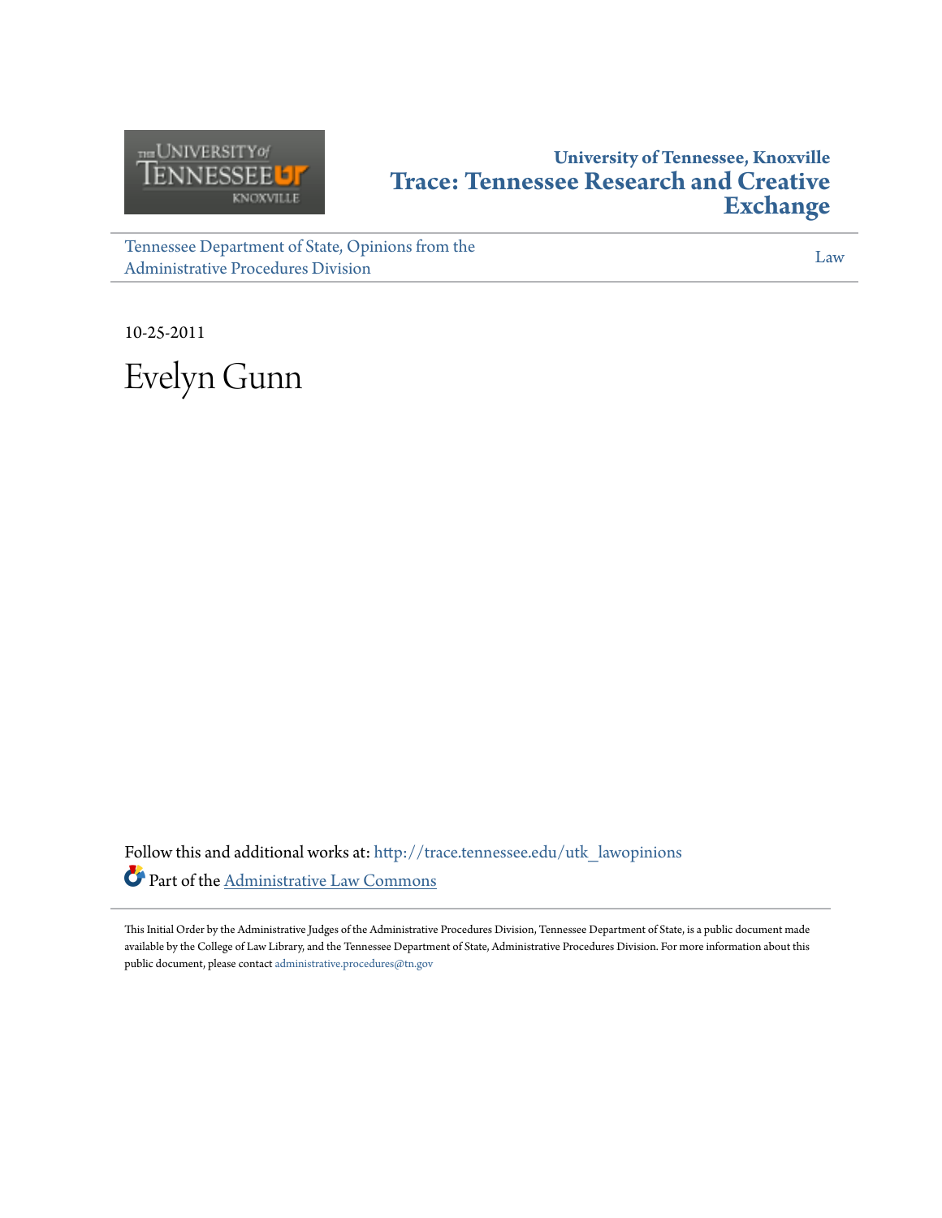University of Tennessee, Knoxville
**Trace: Tennessee Research and Creative Exchange**

Tennessee Department of State, Opinions from the Administrative Procedures Division

Law

10-25-2011

# Evelyn Gunn

Follow this and additional works at: http://trace.tennessee.edu/utk_lawopinions

Part of the Administrative Law Commons

This Initial Order by the Administrative Judges of the Administrative Procedures Division, Tennessee Department of State, is a public document made available by the College of Law Library, and the Tennessee Department of State, Administrative Procedures Division. For more information about this public document, please contact administrative.procedures@tn.gov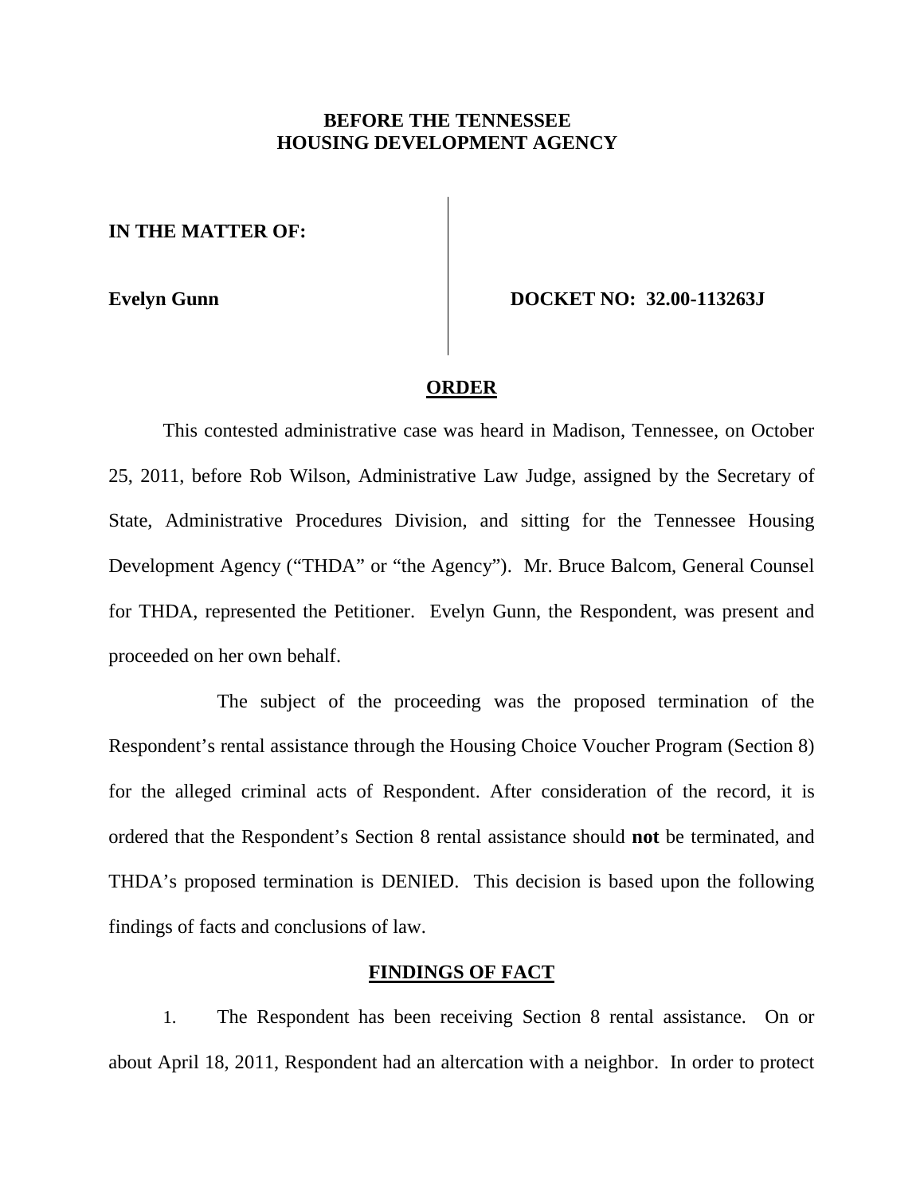**BEFORE THE TENNESSEE HOUSING DEVELOPMENT AGENCY**

**IN THE MATTER OF:**

**Evelyn Gunn**

**DOCKET NO: 32.00-113263J**

## ORDER

This contested administrative case was heard in Madison, Tennessee, on October 25, 2011, before Rob Wilson, Administrative Law Judge, assigned by the Secretary of State, Administrative Procedures Division, and sitting for the Tennessee Housing Development Agency ("THDA" or "the Agency"). Mr. Bruce Balcom, General Counsel for THDA, represented the Petitioner. Evelyn Gunn, the Respondent, was present and proceeded on her own behalf.

The subject of the proceeding was the proposed termination of the Respondent's rental assistance through the Housing Choice Voucher Program (Section 8) for the alleged criminal acts of Respondent. After consideration of the record, it is ordered that the Respondent's Section 8 rental assistance should **not** be terminated, and THDA's proposed termination is DENIED. This decision is based upon the following findings of facts and conclusions of law.

## FINDINGS OF FACT

1. The Respondent has been receiving Section 8 rental assistance. On or about April 18, 2011, Respondent had an altercation with a neighbor. In order to protect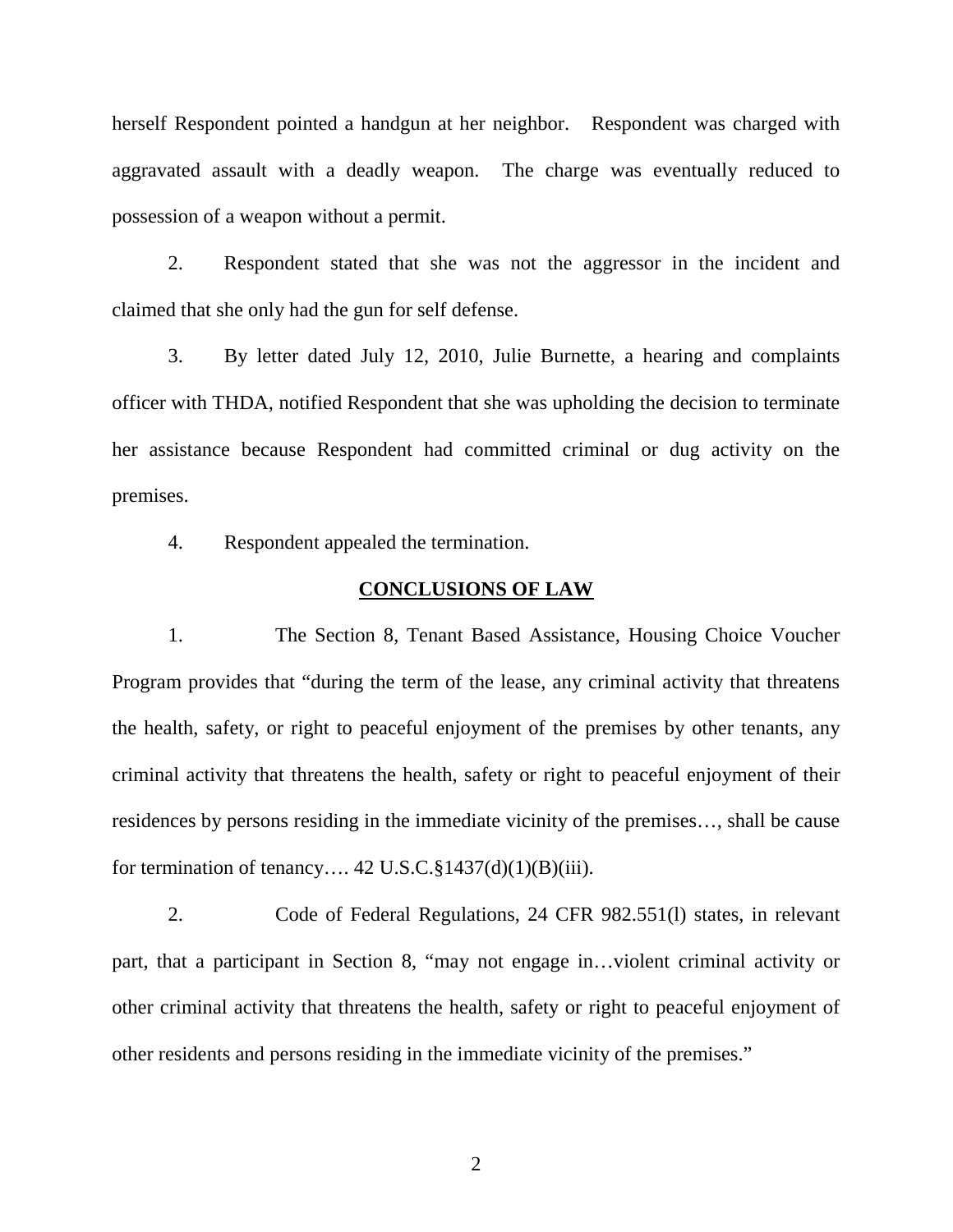herself Respondent pointed a handgun at her neighbor. Respondent was charged with aggravated assault with a deadly weapon. The charge was eventually reduced to possession of a weapon without a permit.

2. Respondent stated that she was not the aggressor in the incident and claimed that she only had the gun for self defense.

3. By letter dated July 12, 2010, Julie Burnette, a hearing and complaints officer with THDA, notified Respondent that she was upholding the decision to terminate her assistance because Respondent had committed criminal or dug activity on the premises.

4. Respondent appealed the termination.

## CONCLUSIONS OF LAW

1. The Section 8, Tenant Based Assistance, Housing Choice Voucher Program provides that "during the term of the lease, any criminal activity that threatens the health, safety, or right to peaceful enjoyment of the premises by other tenants, any criminal activity that threatens the health, safety or right to peaceful enjoyment of their residences by persons residing in the immediate vicinity of the premises…, shall be cause for termination of tenancy…. 42 U.S.C.§1437(d)(1)(B)(iii).

2. Code of Federal Regulations, 24 CFR 982.551(l) states, in relevant part, that a participant in Section 8, "may not engage in…violent criminal activity or other criminal activity that threatens the health, safety or right to peaceful enjoyment of other residents and persons residing in the immediate vicinity of the premises."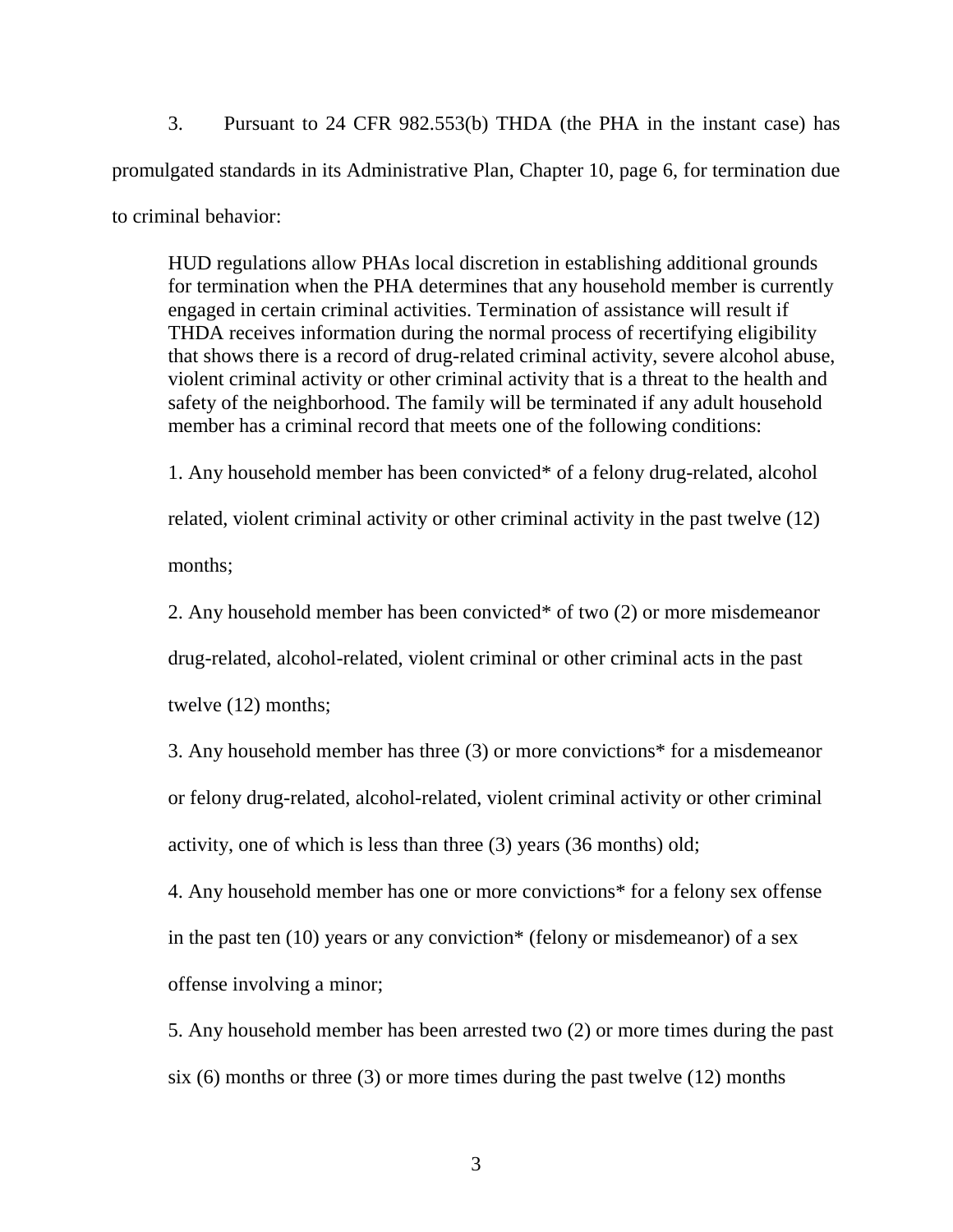3. Pursuant to 24 CFR 982.553(b) THDA (the PHA in the instant case) has promulgated standards in its Administrative Plan, Chapter 10, page 6, for termination due to criminal behavior:

> HUD regulations allow PHAs local discretion in establishing additional grounds for termination when the PHA determines that any household member is currently engaged in certain criminal activities. Termination of assistance will result if THDA receives information during the normal process of recertifying eligibility that shows there is a record of drug-related criminal activity, severe alcohol abuse, violent criminal activity or other criminal activity that is a threat to the health and safety of the neighborhood. The family will be terminated if any adult household member has a criminal record that meets one of the following conditions:
>
> 1. Any household member has been convicted* of a felony drug-related, alcohol related, violent criminal activity or other criminal activity in the past twelve (12) months;
>
> 2. Any household member has been convicted* of two (2) or more misdemeanor drug-related, alcohol-related, violent criminal or other criminal acts in the past twelve (12) months;
>
> 3. Any household member has three (3) or more convictions* for a misdemeanor or felony drug-related, alcohol-related, violent criminal activity or other criminal activity, one of which is less than three (3) years (36 months) old;
>
> 4. Any household member has one or more convictions* for a felony sex offense in the past ten (10) years or any conviction* (felony or misdemeanor) of a sex offense involving a minor;
>
> 5. Any household member has been arrested two (2) or more times during the past six (6) months or three (3) or more times during the past twelve (12) months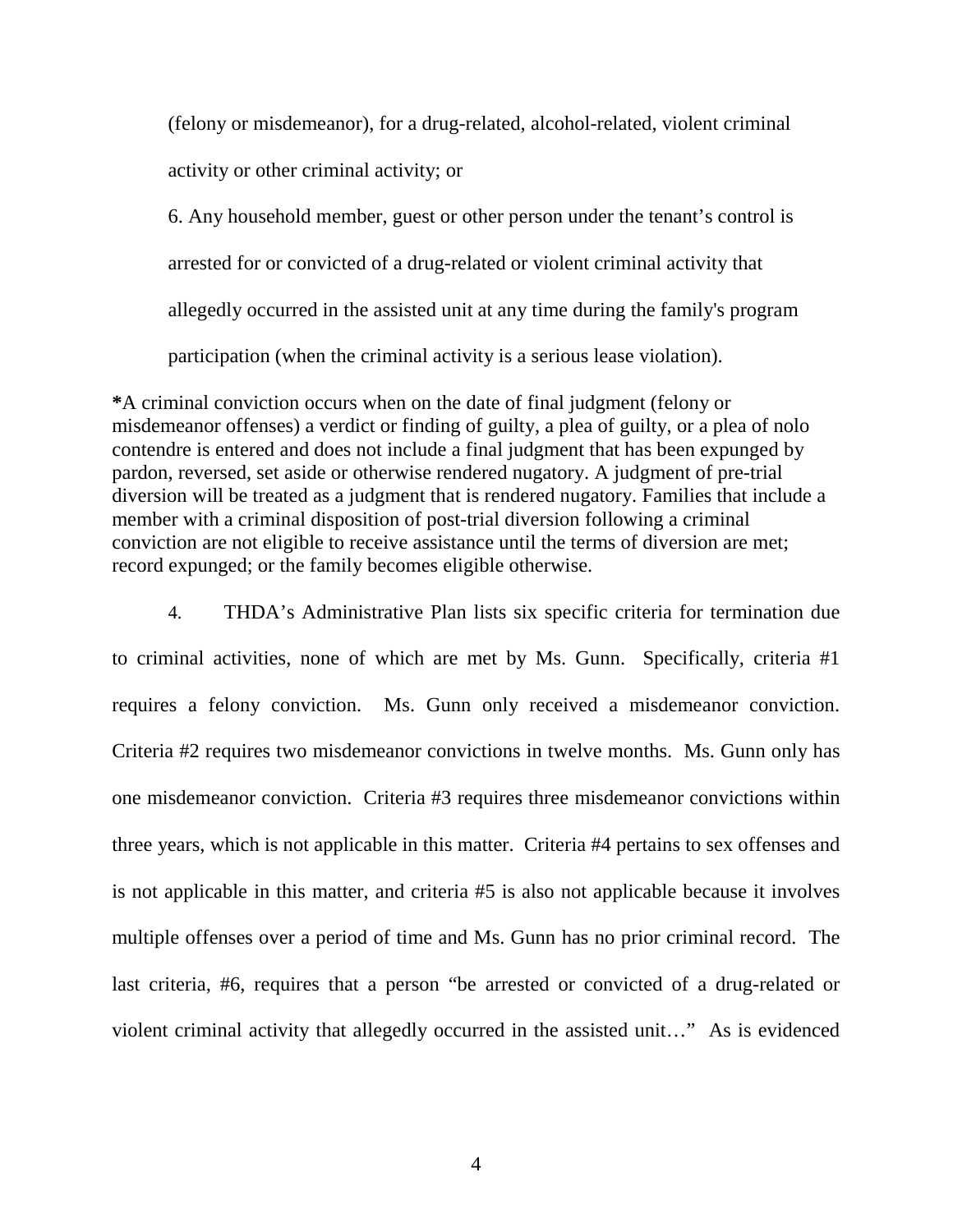(felony or misdemeanor), for a drug-related, alcohol-related, violent criminal activity or other criminal activity; or

6. Any household member, guest or other person under the tenant's control is arrested for or convicted of a drug-related or violent criminal activity that allegedly occurred in the assisted unit at any time during the family's program participation (when the criminal activity is a serious lease violation).

**\***A criminal conviction occurs when on the date of final judgment (felony or misdemeanor offenses) a verdict or finding of guilty, a plea of guilty, or a plea of nolo contendre is entered and does not include a final judgment that has been expunged by pardon, reversed, set aside or otherwise rendered nugatory. A judgment of pre-trial diversion will be treated as a judgment that is rendered nugatory. Families that include a member with a criminal disposition of post-trial diversion following a criminal conviction are not eligible to receive assistance until the terms of diversion are met; record expunged; or the family becomes eligible otherwise.

4. THDA's Administrative Plan lists six specific criteria for termination due to criminal activities, none of which are met by Ms. Gunn. Specifically, criteria #1 requires a felony conviction. Ms. Gunn only received a misdemeanor conviction. Criteria #2 requires two misdemeanor convictions in twelve months. Ms. Gunn only has one misdemeanor conviction. Criteria #3 requires three misdemeanor convictions within three years, which is not applicable in this matter. Criteria #4 pertains to sex offenses and is not applicable in this matter, and criteria #5 is also not applicable because it involves multiple offenses over a period of time and Ms. Gunn has no prior criminal record. The last criteria, #6, requires that a person "be arrested or convicted of a drug-related or violent criminal activity that allegedly occurred in the assisted unit…" As is evidenced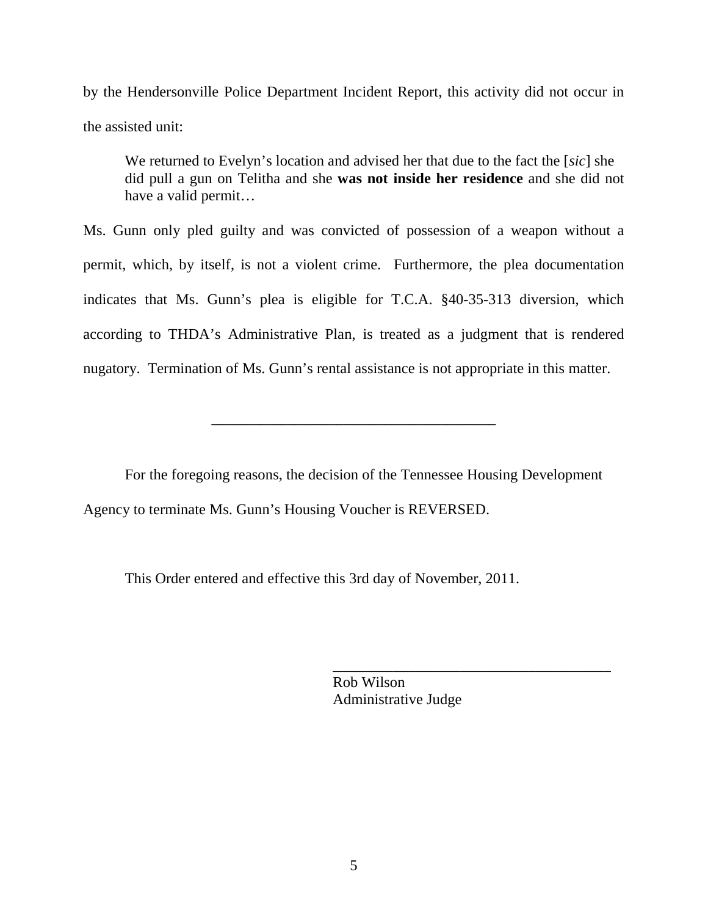by the Hendersonville Police Department Incident Report, this activity did not occur in the assisted unit:

> We returned to Evelyn's location and advised her that due to the fact the [*sic*] she did pull a gun on Telitha and she **was not inside her residence** and she did not have a valid permit…

Ms. Gunn only pled guilty and was convicted of possession of a weapon without a permit, which, by itself, is not a violent crime. Furthermore, the plea documentation indicates that Ms. Gunn's plea is eligible for T.C.A. §40-35-313 diversion, which according to THDA's Administrative Plan, is treated as a judgment that is rendered nugatory. Termination of Ms. Gunn's rental assistance is not appropriate in this matter.

---

For the foregoing reasons, the decision of the Tennessee Housing Development Agency to terminate Ms. Gunn's Housing Voucher is REVERSED.

This Order entered and effective this 3rd day of November, 2011.

\_\_\_\_\_\_\_\_\_\_\_\_\_\_\_\_\_\_\_\_\_\_\_\_\_\_\_\_\_\_\_\_\_\_\_\_\_\_

Rob Wilson
Administrative Judge